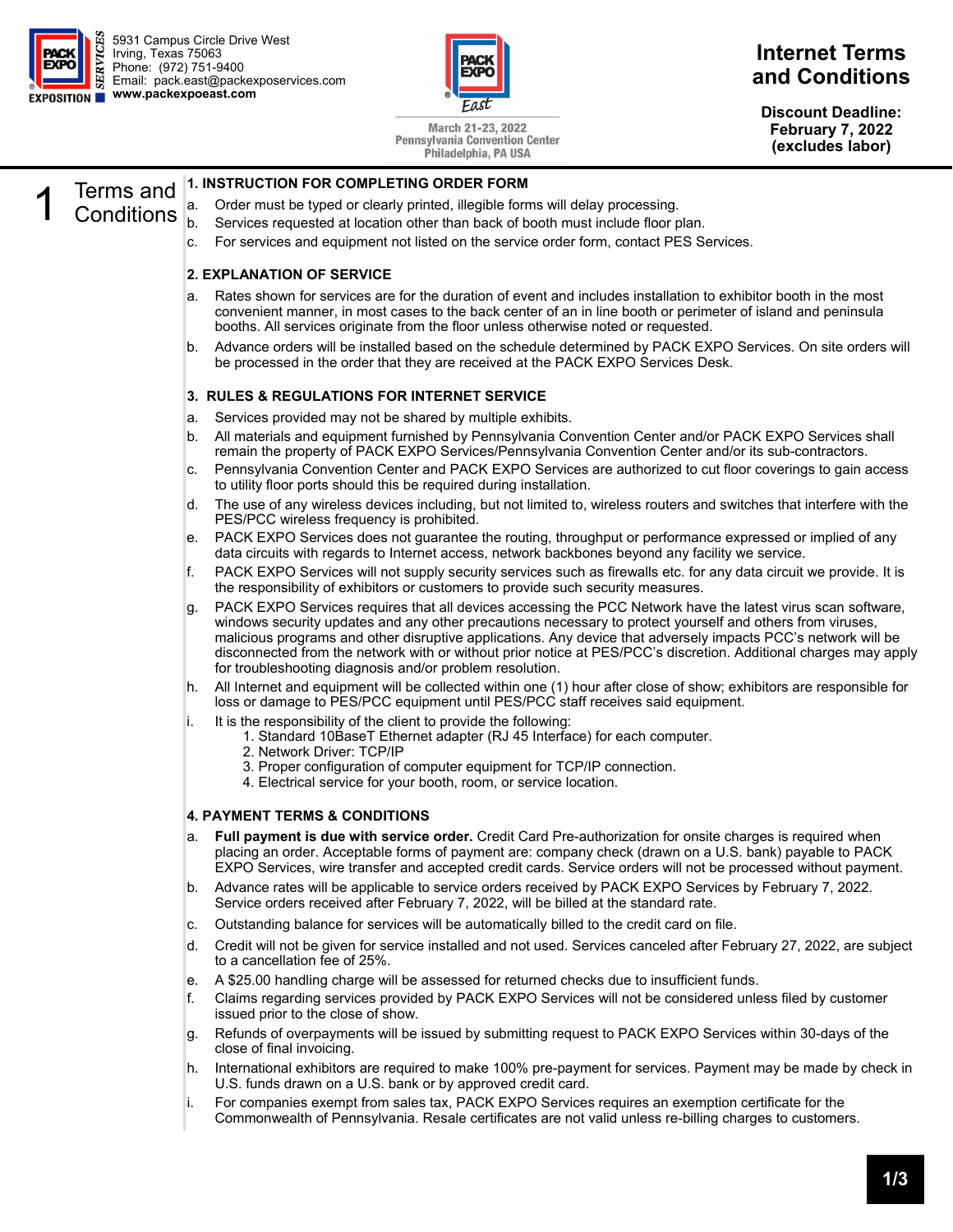5931 Campus Circle Drive West
Irving, Texas 75063
Phone: (972) 751-9400
Email: pack.east@packexposervices.com
**www.packexpoeast.com**

March 21-23, 2022
Pennsylvania Convention Center
Philadelphia, PA USA

# Internet Terms and Conditions

**Discount Deadline: February 7, 2022 (excludes labor)**

## 1 Terms and Conditions

### 1. INSTRUCTION FOR COMPLETING ORDER FORM

a. Order must be typed or clearly printed, illegible forms will delay processing.
b. Services requested at location other than back of booth must include floor plan.
c. For services and equipment not listed on the service order form, contact PES Services.

### 2. EXPLANATION OF SERVICE

a. Rates shown for services are for the duration of event and includes installation to exhibitor booth in the most convenient manner, in most cases to the back center of an in line booth or perimeter of island and peninsula booths. All services originate from the floor unless otherwise noted or requested.
b. Advance orders will be installed based on the schedule determined by PACK EXPO Services. On site orders will be processed in the order that they are received at the PACK EXPO Services Desk.

### 3. RULES & REGULATIONS FOR INTERNET SERVICE

a. Services provided may not be shared by multiple exhibits.
b. All materials and equipment furnished by Pennsylvania Convention Center and/or PACK EXPO Services shall remain the property of PACK EXPO Services/Pennsylvania Convention Center and/or its sub-contractors.
c. Pennsylvania Convention Center and PACK EXPO Services are authorized to cut floor coverings to gain access to utility floor ports should this be required during installation.
d. The use of any wireless devices including, but not limited to, wireless routers and switches that interfere with the PES/PCC wireless frequency is prohibited.
e. PACK EXPO Services does not guarantee the routing, throughput or performance expressed or implied of any data circuits with regards to Internet access, network backbones beyond any facility we service.
f. PACK EXPO Services will not supply security services such as firewalls etc. for any data circuit we provide. It is the responsibility of exhibitors or customers to provide such security measures.
g. PACK EXPO Services requires that all devices accessing the PCC Network have the latest virus scan software, windows security updates and any other precautions necessary to protect yourself and others from viruses, malicious programs and other disruptive applications. Any device that adversely impacts PCC's network will be disconnected from the network with or without prior notice at PES/PCC's discretion. Additional charges may apply for troubleshooting diagnosis and/or problem resolution.
h. All Internet and equipment will be collected within one (1) hour after close of show; exhibitors are responsible for loss or damage to PES/PCC equipment until PES/PCC staff receives said equipment.
i. It is the responsibility of the client to provide the following:
   1. Standard 10BaseT Ethernet adapter (RJ 45 Interface) for each computer.
   2. Network Driver: TCP/IP
   3. Proper configuration of computer equipment for TCP/IP connection.
   4. Electrical service for your booth, room, or service location.

### 4. PAYMENT TERMS & CONDITIONS

a. **Full payment is due with service order.** Credit Card Pre-authorization for onsite charges is required when placing an order. Acceptable forms of payment are: company check (drawn on a U.S. bank) payable to PACK EXPO Services, wire transfer and accepted credit cards. Service orders will not be processed without payment.
b. Advance rates will be applicable to service orders received by PACK EXPO Services by February 7, 2022. Service orders received after February 7, 2022, will be billed at the standard rate.
c. Outstanding balance for services will be automatically billed to the credit card on file.
d. Credit will not be given for service installed and not used. Services canceled after February 27, 2022, are subject to a cancellation fee of 25%.
e. A $25.00 handling charge will be assessed for returned checks due to insufficient funds.
f. Claims regarding services provided by PACK EXPO Services will not be considered unless filed by customer issued prior to the close of show.
g. Refunds of overpayments will be issued by submitting request to PACK EXPO Services within 30-days of the close of final invoicing.
h. International exhibitors are required to make 100% pre-payment for services. Payment may be made by check in U.S. funds drawn on a U.S. bank or by approved credit card.
i. For companies exempt from sales tax, PACK EXPO Services requires an exemption certificate for the Commonwealth of Pennsylvania. Resale certificates are not valid unless re-billing charges to customers.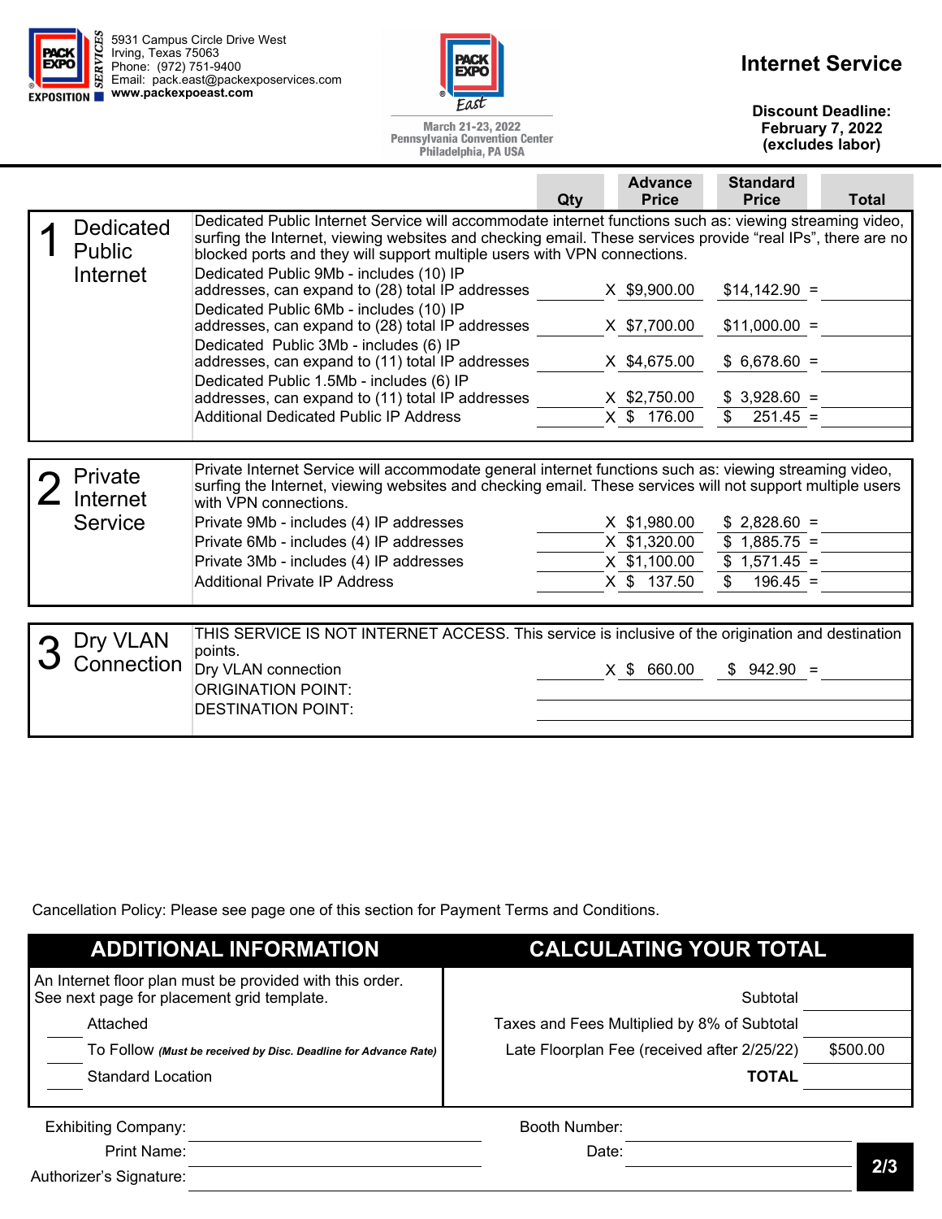5931 Campus Circle Drive West
Irving, Texas 75063
Phone: (972) 751-9400
Email: pack.east@packexposervices.com
**www.packexpoeast.com**

March 21-23, 2022
Pennsylvania Convention Center
Philadelphia, PA USA

# Internet Service

**Discount Deadline:**
**February 7, 2022**
**(excludes labor)**

| | | Qty | Advance Price | Standard Price | Total |
|---|---|---|---|---|---|
| **1 Dedicated Public Internet** | Dedicated Public Internet Service will accommodate internet functions such as: viewing streaming video, surfing the Internet, viewing websites and checking email. These services provide "real IPs", there are no blocked ports and they will support multiple users with VPN connections. | | | | |
| | Dedicated Public 9Mb - includes (10) IP addresses, can expand to (28) total IP addresses | | X $9,900.00 | $14,142.90 = | |
| | Dedicated Public 6Mb - includes (10) IP addresses, can expand to (28) total IP addresses | | X $7,700.00 | $11,000.00 = | |
| | Dedicated Public 3Mb - includes (6) IP addresses, can expand to (11) total IP addresses | | X $4,675.00 | $ 6,678.60 = | |
| | Dedicated Public 1.5Mb - includes (6) IP addresses, can expand to (11) total IP addresses | | X $2,750.00 | $ 3,928.60 = | |
| | Additional Dedicated Public IP Address | | X $ 176.00 | $ 251.45 = | |
| **2 Private Internet Service** | Private Internet Service will accommodate general internet functions such as: viewing streaming video, surfing the Internet, viewing websites and checking email. These services will not support multiple users with VPN connections. | | | | |
| | Private 9Mb - includes (4) IP addresses | | X $1,980.00 | $ 2,828.60 = | |
| | Private 6Mb - includes (4) IP addresses | | X $1,320.00 | $ 1,885.75 = | |
| | Private 3Mb - includes (4) IP addresses | | X $1,100.00 | $ 1,571.45 = | |
| | Additional Private IP Address | | X $ 137.50 | $ 196.45 = | |
| **3 Dry VLAN Connection** | THIS SERVICE IS NOT INTERNET ACCESS. This service is inclusive of the origination and destination points. | | | | |
| | Dry VLAN connection | | X $ 660.00 | $ 942.90 = | |
| | ORIGINATION POINT: | | | | |
| | DESTINATION POINT: | | | | |

Cancellation Policy: Please see page one of this section for Payment Terms and Conditions.

## ADDITIONAL INFORMATION

An Internet floor plan must be provided with this order.
See next page for placement grid template.

____ Attached

____ To Follow *(Must be received by Disc. Deadline for Advance Rate)*

____ Standard Location

## CALCULATING YOUR TOTAL

| | |
|---|---|
| Subtotal | |
| Taxes and Fees Multiplied by 8% of Subtotal | |
| Late Floorplan Fee (received after 2/25/22) | $500.00 |
| **TOTAL** | |

Exhibiting Company: ____________________ Booth Number: ____________________

Print Name: ____________________ Date: ____________________

Authorizer's Signature: ____________________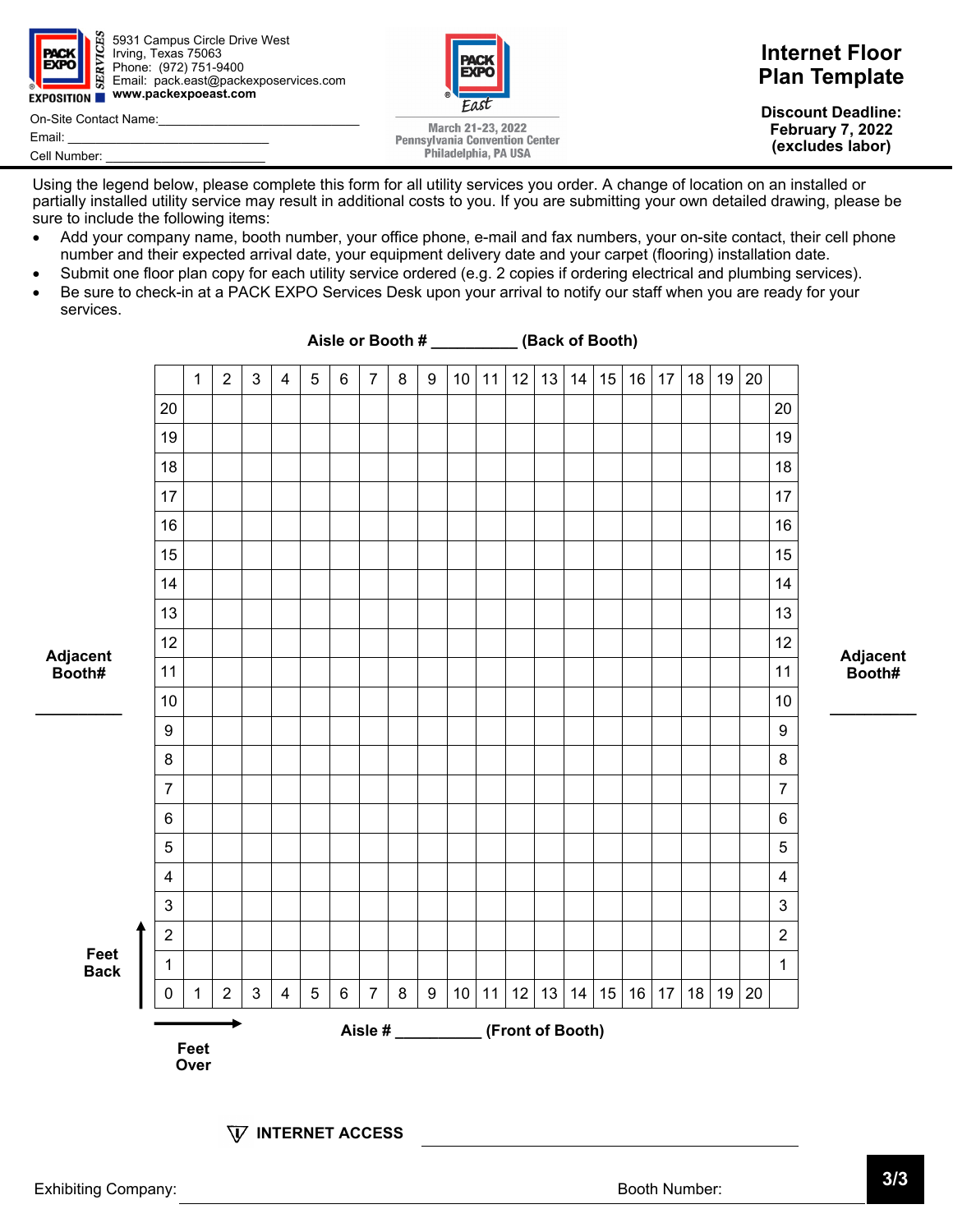**PACK EXPO SERVICES**

5931 Campus Circle Drive West
Irving, Texas 75063
Phone: (972) 751-9400
Email: pack.east@packexposervices.com
**www.packexpoeast.com**

On-Site Contact Name: ______________________________

Email: ______________________________

Cell Number: ______________________________

PACK EXPO East
March 21-23, 2022
Pennsylvania Convention Center
Philadelphia, PA USA

# Internet Floor Plan Template

**Discount Deadline: February 7, 2022 (excludes labor)**

Using the legend below, please complete this form for all utility services you order. A change of location on an installed or partially installed utility service may result in additional costs to you. If you are submitting your own detailed drawing, please be sure to include the following items:

- Add your company name, booth number, your office phone, e-mail and fax numbers, your on-site contact, their cell phone number and their expected arrival date, your equipment delivery date and your carpet (flooring) installation date.
- Submit one floor plan copy for each utility service ordered (e.g. 2 copies if ordering electrical and plumbing services).
- Be sure to check-in at a PACK EXPO Services Desk upon your arrival to notify our staff when you are ready for your services.

**Aisle or Booth # __________ (Back of Booth)**

**Adjacent Booth#** __________ (left) | **Adjacent Booth#** __________ (right)

| | 1 | 2 | 3 | 4 | 5 | 6 | 7 | 8 | 9 | 10 | 11 | 12 | 13 | 14 | 15 | 16 | 17 | 18 | 19 | 20 | |
|---|---|---|---|---|---|---|---|---|---|---|---|---|---|---|---|---|---|---|---|---|---|
| 20 | | | | | | | | | | | | | | | | | | | | | 20 |
| 19 | | | | | | | | | | | | | | | | | | | | | 19 |
| 18 | | | | | | | | | | | | | | | | | | | | | 18 |
| 17 | | | | | | | | | | | | | | | | | | | | | 17 |
| 16 | | | | | | | | | | | | | | | | | | | | | 16 |
| 15 | | | | | | | | | | | | | | | | | | | | | 15 |
| 14 | | | | | | | | | | | | | | | | | | | | | 14 |
| 13 | | | | | | | | | | | | | | | | | | | | | 13 |
| 12 | | | | | | | | | | | | | | | | | | | | | 12 |
| 11 | | | | | | | | | | | | | | | | | | | | | 11 |
| 10 | | | | | | | | | | | | | | | | | | | | | 10 |
| 9 | | | | | | | | | | | | | | | | | | | | | 9 |
| 8 | | | | | | | | | | | | | | | | | | | | | 8 |
| 7 | | | | | | | | | | | | | | | | | | | | | 7 |
| 6 | | | | | | | | | | | | | | | | | | | | | 6 |
| 5 | | | | | | | | | | | | | | | | | | | | | 5 |
| 4 | | | | | | | | | | | | | | | | | | | | | 4 |
| 3 | | | | | | | | | | | | | | | | | | | | | 3 |
| 2 | | | | | | | | | | | | | | | | | | | | | 2 |
| 1 | | | | | | | | | | | | | | | | | | | | | 1 |
| 0 | 1 | 2 | 3 | 4 | 5 | 6 | 7 | 8 | 9 | 10 | 11 | 12 | 13 | 14 | 15 | 16 | 17 | 18 | 19 | 20 | |

**Feet Back** ↑

**Feet Over** →

**Aisle # __________ (Front of Booth)**

**INTERNET ACCESS** ______________________________

Exhibiting Company: ______________________________ Booth Number: __________